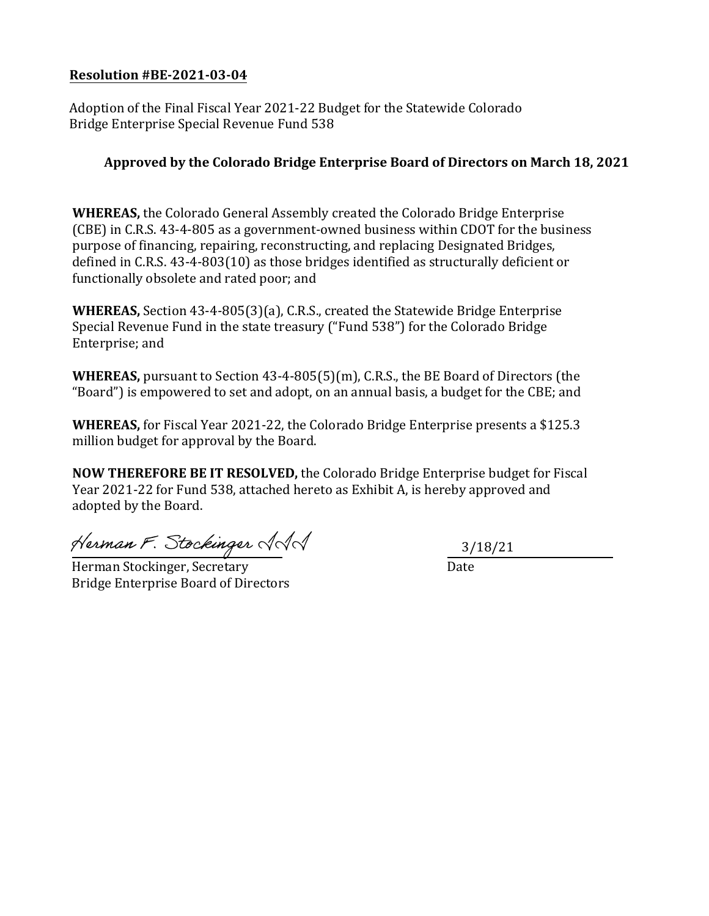**Resolution #BE-2021-03-04**

Adoption of the Final Fiscal Year 2021-22 Budget for the Statewide Colorado Bridge Enterprise Special Revenue Fund 538

**Approved by the Colorado Bridge Enterprise Board of Directors on March 18, 2021**

**WHEREAS,** the Colorado General Assembly created the Colorado Bridge Enterprise (CBE) in C.R.S. 43-4-805 as a government-owned business within CDOT for the business purpose of financing, repairing, reconstructing, and replacing Designated Bridges, defined in C.R.S. 43-4-803(10) as those bridges identified as structurally deficient or functionally obsolete and rated poor; and

**WHEREAS,** Section 43-4-805(3)(a), C.R.S., created the Statewide Bridge Enterprise Special Revenue Fund in the state treasury ("Fund 538") for the Colorado Bridge Enterprise; and

**WHEREAS,** pursuant to Section 43-4-805(5)(m), C.R.S., the BE Board of Directors (the "Board") is empowered to set and adopt, on an annual basis, a budget for the CBE; and

**WHEREAS,** for Fiscal Year 2021-22, the Colorado Bridge Enterprise presents a $125.3 million budget for approval by the Board.

**NOW THEREFORE BE IT RESOLVED,** the Colorado Bridge Enterprise budget for Fiscal Year 2021-22 for Fund 538, attached hereto as Exhibit A, is hereby approved and adopted by the Board.

Herman F. Stockinger III

Herman Stockinger, Secretary
Bridge Enterprise Board of Directors

3/18/21
Date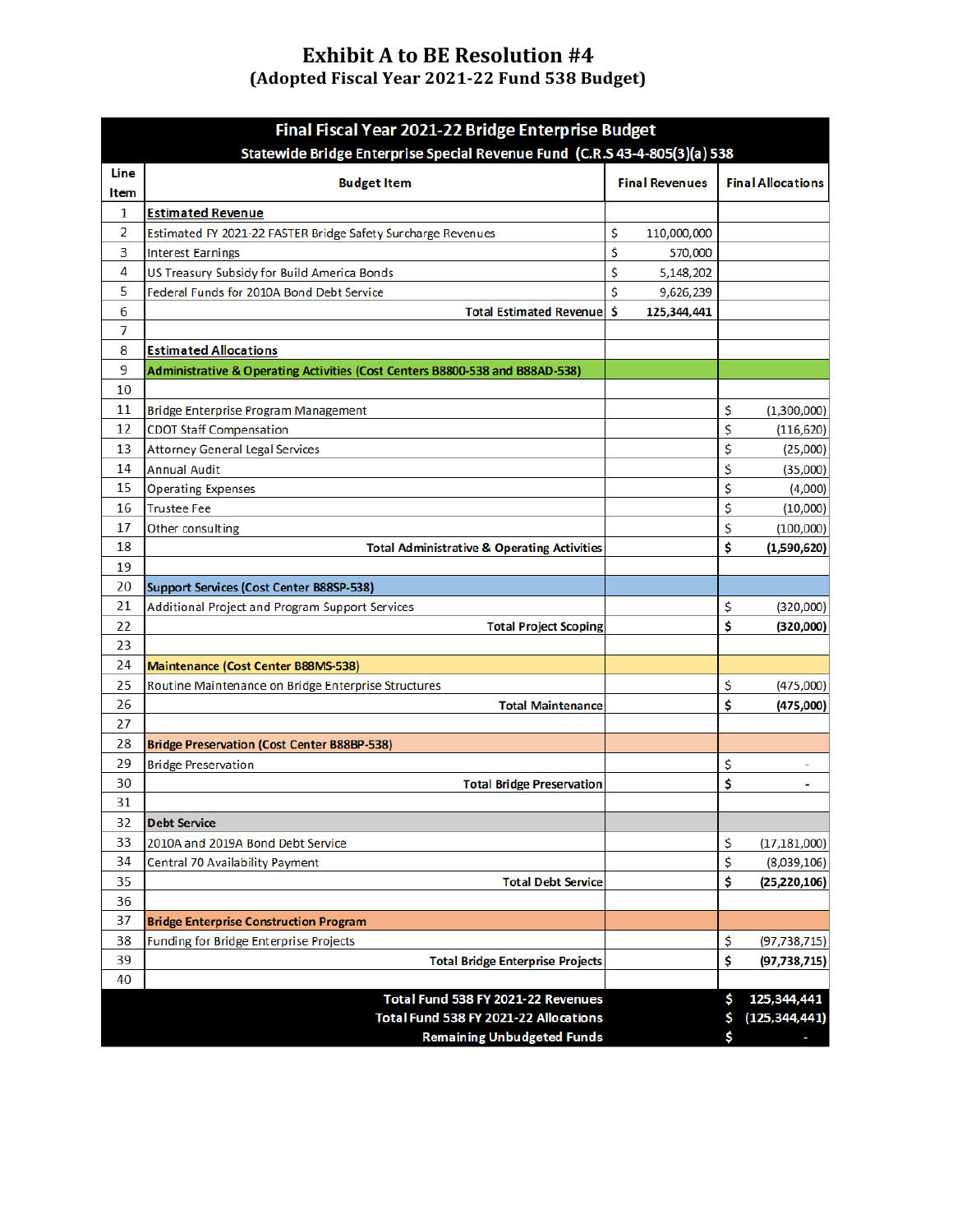# Exhibit A to BE Resolution #4

## (Adopted Fiscal Year 2021-22 Fund 538 Budget)

| Final Fiscal Year 2021-22 Bridge Enterprise Budget<br>Statewide Bridge Enterprise Special Revenue Fund (C.R.S 43-4-805(3)(a) 538 | | | |
|---|---|---|---|
| **Line Item** | **Budget Item** | **Final Revenues** | **Final Allocations** |
| 1 | **Estimated Revenue** | | |
| 2 | Estimated FY 2021-22 FASTER Bridge Safety Surcharge Revenues | $ 110,000,000 | |
| 3 | Interest Earnings | $ 570,000 | |
| 4 | US Treasury Subsidy for Build America Bonds | $ 5,148,202 | |
| 5 | Federal Funds for 2010A Bond Debt Service | $ 9,626,239 | |
| 6 | **Total Estimated Revenue** | **$ 125,344,441** | |
| 7 | | | |
| 8 | **Estimated Allocations** | | |
| 9 | **Administrative & Operating Activities (Cost Centers B8800-538 and B88AD-538)** | | |
| 10 | | | |
| 11 | Bridge Enterprise Program Management | | $ (1,300,000) |
| 12 | CDOT Staff Compensation | | $ (116,620) |
| 13 | Attorney General Legal Services | | $ (25,000) |
| 14 | Annual Audit | | $ (35,000) |
| 15 | Operating Expenses | | $ (4,000) |
| 16 | Trustee Fee | | $ (10,000) |
| 17 | Other consulting | | $ (100,000) |
| 18 | **Total Administrative & Operating Activities** | | **$ (1,590,620)** |
| 19 | | | |
| 20 | **Support Services (Cost Center B88SP-538)** | | |
| 21 | Additional Project and Program Support Services | | $ (320,000) |
| 22 | **Total Project Scoping** | | **$ (320,000)** |
| 23 | | | |
| 24 | **Maintenance (Cost Center B88MS-538)** | | |
| 25 | Routine Maintenance on Bridge Enterprise Structures | | $ (475,000) |
| 26 | **Total Maintenance** | | **$ (475,000)** |
| 27 | | | |
| 28 | **Bridge Preservation (Cost Center B88BP-538)** | | |
| 29 | Bridge Preservation | | $ - |
| 30 | **Total Bridge Preservation** | | **$ -** |
| 31 | | | |
| 32 | **Debt Service** | | |
| 33 | 2010A and 2019A Bond Debt Service | | $ (17,181,000) |
| 34 | Central 70 Availability Payment | | $ (8,039,106) |
| 35 | **Total Debt Service** | | **$ (25,220,106)** |
| 36 | | | |
| 37 | **Bridge Enterprise Construction Program** | | |
| 38 | Funding for Bridge Enterprise Projects | | $ (97,738,715) |
| 39 | **Total Bridge Enterprise Projects** | | **$ (97,738,715)** |
| 40 | | | |
| | **Total Fund 538 FY 2021-22 Revenues** | | **$ 125,344,441** |
| | **Total Fund 538 FY 2021-22 Allocations** | | **$ (125,344,441)** |
| | **Remaining Unbudgeted Funds** | | **$ -** |